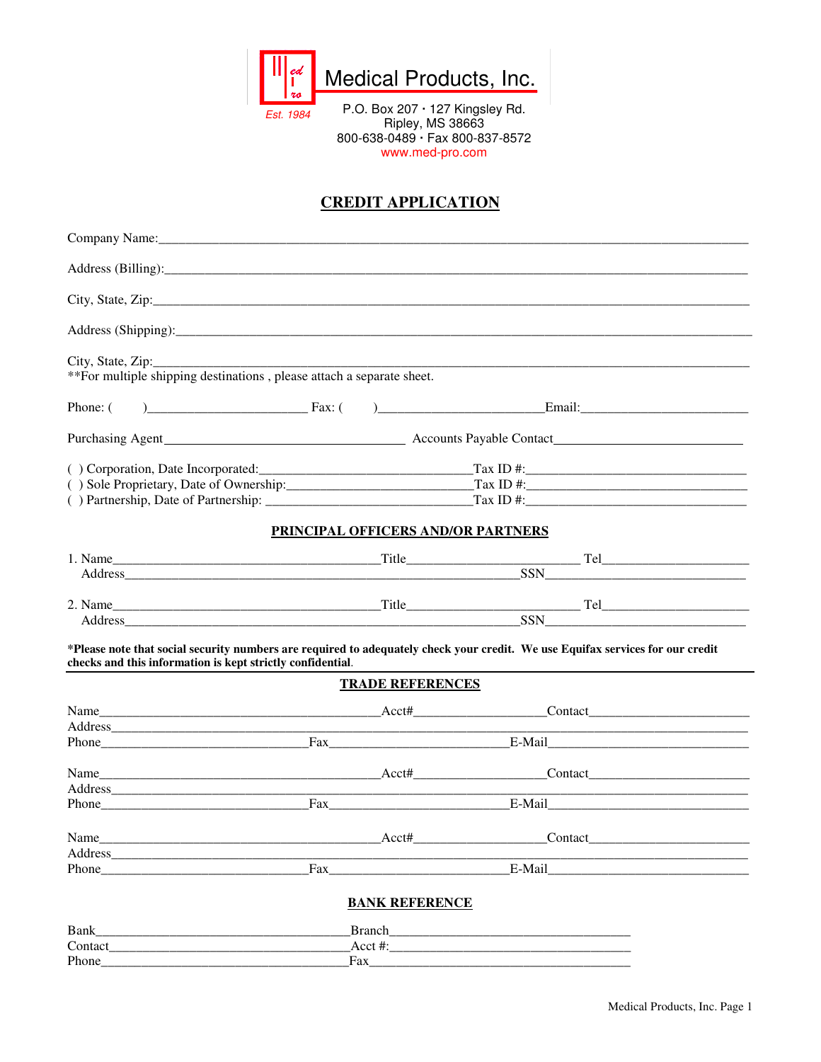Medical Products, Inc.

Est. 1984

P.O. Box 207 · 127 Kingsley Rd.
Ripley, MS 38663
800-638-0489 · Fax 800-837-8572
www.med-pro.com

# CREDIT APPLICATION

Company Name:___________________________________________________________________________

Address (Billing):_________________________________________________________________________

City, State, Zip:__________________________________________________________________________

Address (Shipping):_______________________________________________________________________

City, State, Zip:__________________________________________________________________________
**For multiple shipping destinations , please attach a separate sheet.

Phone: (      )______________________ Fax: (      )______________________Email:______________________

Purchasing Agent________________________________ Accounts Payable Contact________________________

( ) Corporation, Date Incorporated:_____________________________Tax ID #:______________________________
( ) Sole Proprietary, Date of Ownership:__________________________Tax ID #:______________________________
( ) Partnership, Date of Partnership: ____________________________Tax ID #:______________________________

## PRINCIPAL OFFICERS AND/OR PARTNERS

1. Name____________________________________Title_______________________ Tel____________________
   Address_____________________________________________________SSN___________________________

2. Name____________________________________Title_______________________ Tel____________________
   Address_____________________________________________________SSN___________________________

***Please note that social security numbers are required to adequately check your credit. We use Equifax services for our credit checks and this information is kept strictly confidential**.

## TRADE REFERENCES

Name____________________________________Acct#__________________Contact______________________
Address_____________________________________________________________________________________
Phone___________________________Fax_________________________E-Mail__________________________

Name____________________________________Acct#__________________Contact______________________
Address_____________________________________________________________________________________
Phone___________________________Fax_________________________E-Mail__________________________

Name____________________________________Acct#__________________Contact______________________
Address_____________________________________________________________________________________
Phone___________________________Fax_________________________E-Mail__________________________

## BANK REFERENCE

Bank_________________________________Branch_________________________________
Contact_______________________________Acct #:_________________________________
Phone________________________________Fax____________________________________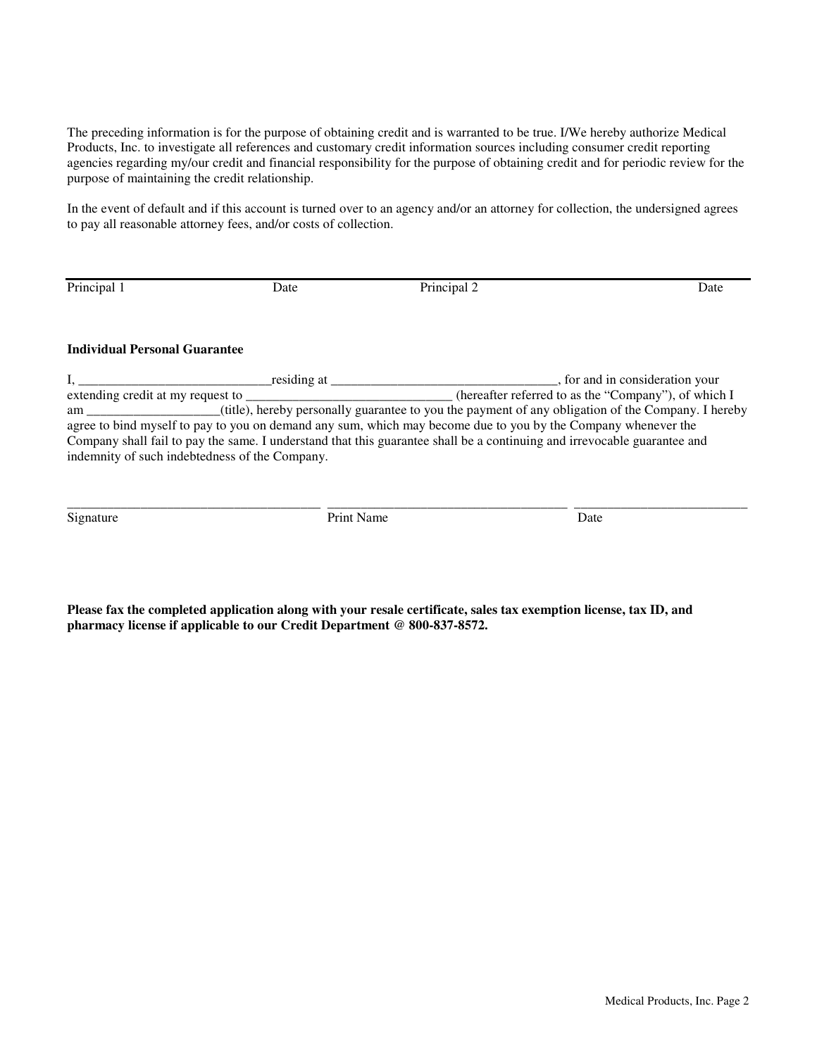The preceding information is for the purpose of obtaining credit and is warranted to be true. I/We hereby authorize Medical Products, Inc. to investigate all references and customary credit information sources including consumer credit reporting agencies regarding my/our credit and financial responsibility for the purpose of obtaining credit and for periodic review for the purpose of maintaining the credit relationship.

In the event of default and if this account is turned over to an agency and/or an attorney for collection, the undersigned agrees to pay all reasonable attorney fees, and/or costs of collection.

Principal 1 Date Principal 2 Date

**Individual Personal Guarantee**

I, _____________________________residing at __________________________________, for and in consideration your extending credit at my request to ______________________________ (hereafter referred to as the "Company"), of which I am ____________________(title), hereby personally guarantee to you the payment of any obligation of the Company. I hereby agree to bind myself to pay to you on demand any sum, which may become due to you by the Company whenever the Company shall fail to pay the same. I understand that this guarantee shall be a continuing and irrevocable guarantee and indemnity of such indebtedness of the Company.

______________________________________ ____________________________________ __________________________

Signature Print Name Date

**Please fax the completed application along with your resale certificate, sales tax exemption license, tax ID, and pharmacy license if applicable to our Credit Department @ 800-837-8572.**